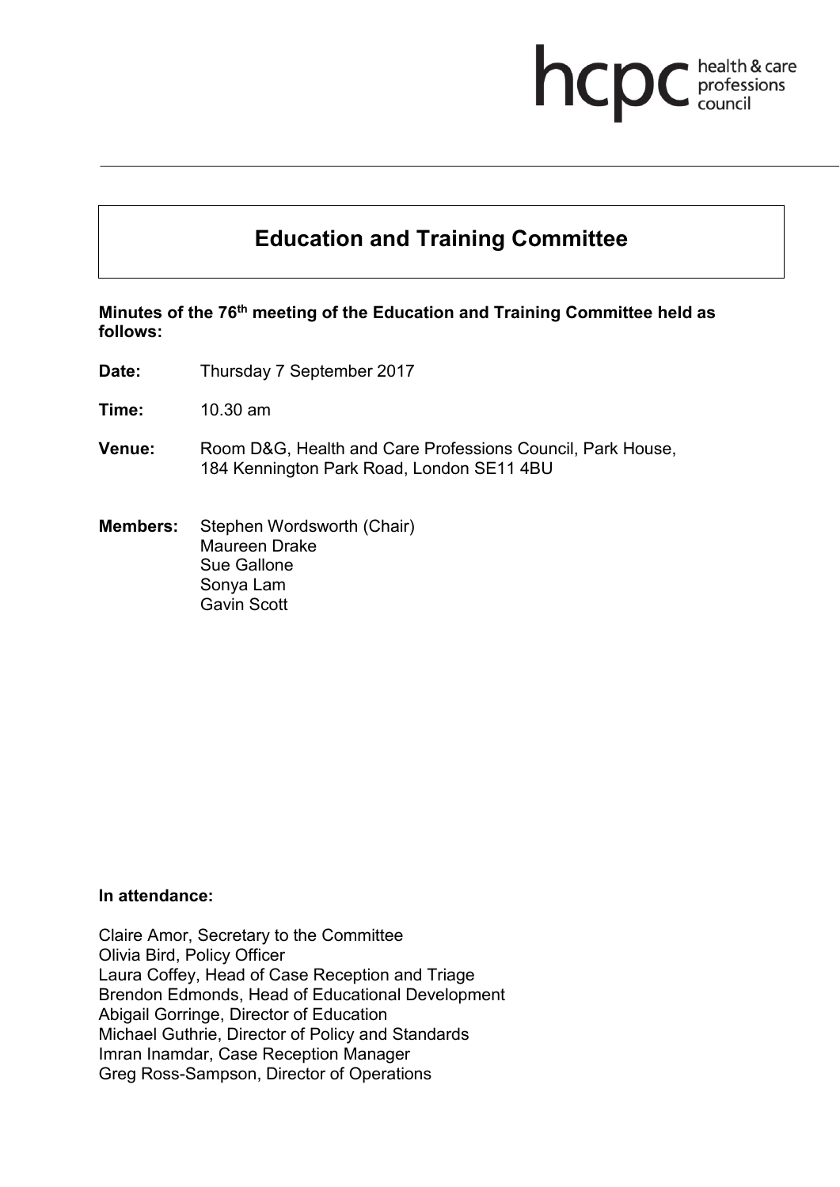# Education and Training Committee

**Minutes of the 76th meeting of the Education and Training Committee held as follows:**

**Date:** Thursday 7 September 2017

**Time:** 10.30 am

**Venue:** Room D&G, Health and Care Professions Council, Park House, 184 Kennington Park Road, London SE11 4BU

**Members:** Stephen Wordsworth (Chair)
Maureen Drake
Sue Gallone
Sonya Lam
Gavin Scott

**In attendance:**

Claire Amor, Secretary to the Committee
Olivia Bird, Policy Officer
Laura Coffey, Head of Case Reception and Triage
Brendon Edmonds, Head of Educational Development
Abigail Gorringe, Director of Education
Michael Guthrie, Director of Policy and Standards
Imran Inamdar, Case Reception Manager
Greg Ross-Sampson, Director of Operations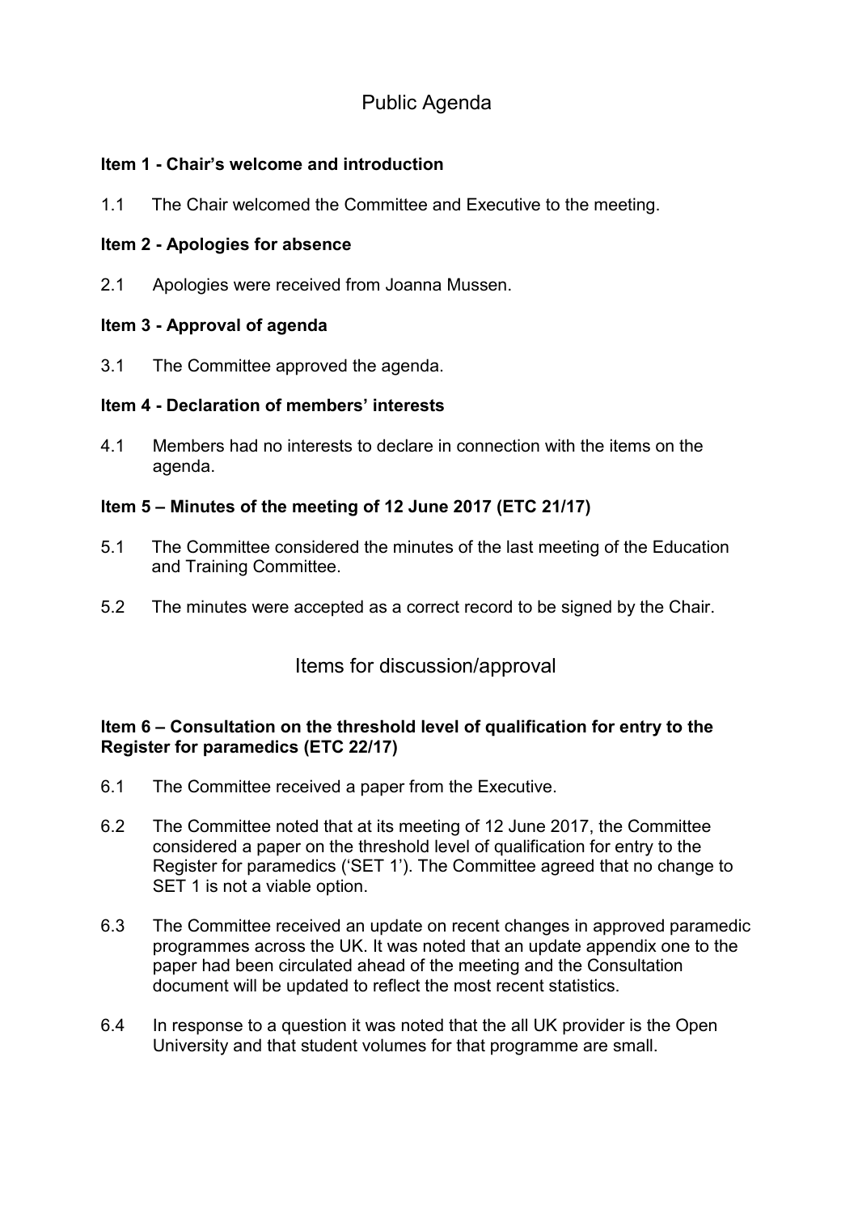# Public Agenda

**Item 1 - Chair's welcome and introduction**

1.1 The Chair welcomed the Committee and Executive to the meeting.

**Item 2 - Apologies for absence**

2.1 Apologies were received from Joanna Mussen.

**Item 3 - Approval of agenda**

3.1 The Committee approved the agenda.

**Item 4 - Declaration of members' interests**

4.1 Members had no interests to declare in connection with the items on the agenda.

**Item 5 – Minutes of the meeting of 12 June 2017 (ETC 21/17)**

5.1 The Committee considered the minutes of the last meeting of the Education and Training Committee.

5.2 The minutes were accepted as a correct record to be signed by the Chair.

## Items for discussion/approval

**Item 6 – Consultation on the threshold level of qualification for entry to the Register for paramedics (ETC 22/17)**

6.1 The Committee received a paper from the Executive.

6.2 The Committee noted that at its meeting of 12 June 2017, the Committee considered a paper on the threshold level of qualification for entry to the Register for paramedics ('SET 1'). The Committee agreed that no change to SET 1 is not a viable option.

6.3 The Committee received an update on recent changes in approved paramedic programmes across the UK. It was noted that an update appendix one to the paper had been circulated ahead of the meeting and the Consultation document will be updated to reflect the most recent statistics.

6.4 In response to a question it was noted that the all UK provider is the Open University and that student volumes for that programme are small.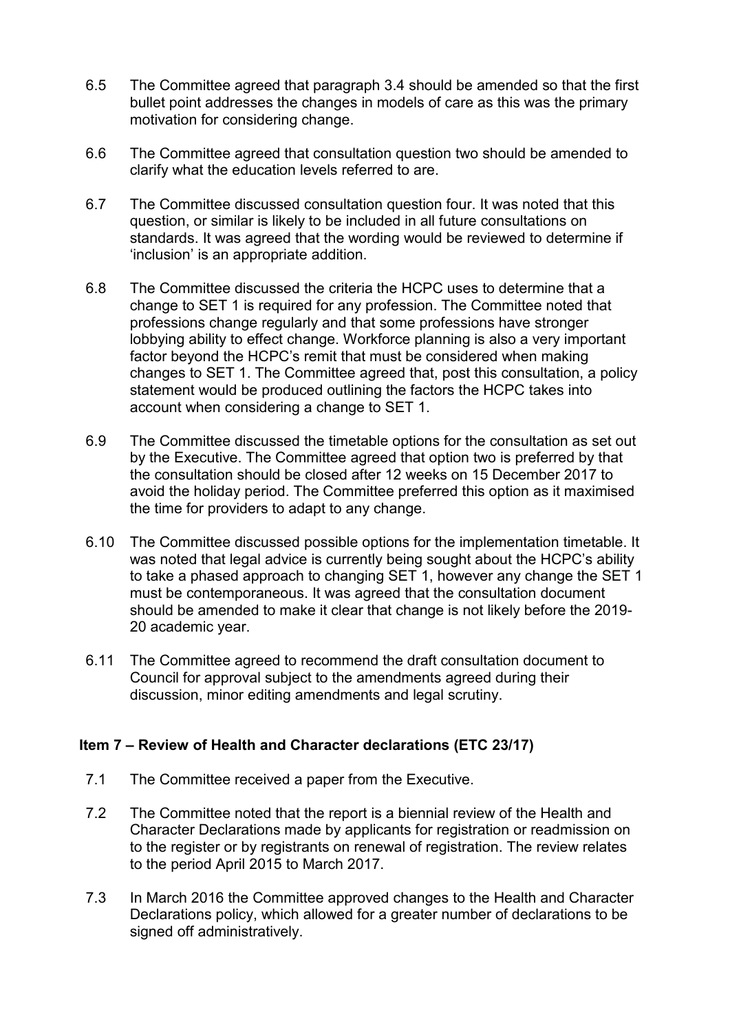6.5 The Committee agreed that paragraph 3.4 should be amended so that the first bullet point addresses the changes in models of care as this was the primary motivation for considering change.

6.6 The Committee agreed that consultation question two should be amended to clarify what the education levels referred to are.

6.7 The Committee discussed consultation question four. It was noted that this question, or similar is likely to be included in all future consultations on standards. It was agreed that the wording would be reviewed to determine if 'inclusion' is an appropriate addition.

6.8 The Committee discussed the criteria the HCPC uses to determine that a change to SET 1 is required for any profession. The Committee noted that professions change regularly and that some professions have stronger lobbying ability to effect change. Workforce planning is also a very important factor beyond the HCPC's remit that must be considered when making changes to SET 1. The Committee agreed that, post this consultation, a policy statement would be produced outlining the factors the HCPC takes into account when considering a change to SET 1.

6.9 The Committee discussed the timetable options for the consultation as set out by the Executive. The Committee agreed that option two is preferred by that the consultation should be closed after 12 weeks on 15 December 2017 to avoid the holiday period. The Committee preferred this option as it maximised the time for providers to adapt to any change.

6.10 The Committee discussed possible options for the implementation timetable. It was noted that legal advice is currently being sought about the HCPC's ability to take a phased approach to changing SET 1, however any change the SET 1 must be contemporaneous. It was agreed that the consultation document should be amended to make it clear that change is not likely before the 2019-20 academic year.

6.11 The Committee agreed to recommend the draft consultation document to Council for approval subject to the amendments agreed during their discussion, minor editing amendments and legal scrutiny.

## Item 7 – Review of Health and Character declarations (ETC 23/17)

7.1 The Committee received a paper from the Executive.

7.2 The Committee noted that the report is a biennial review of the Health and Character Declarations made by applicants for registration or readmission on to the register or by registrants on renewal of registration. The review relates to the period April 2015 to March 2017.

7.3 In March 2016 the Committee approved changes to the Health and Character Declarations policy, which allowed for a greater number of declarations to be signed off administratively.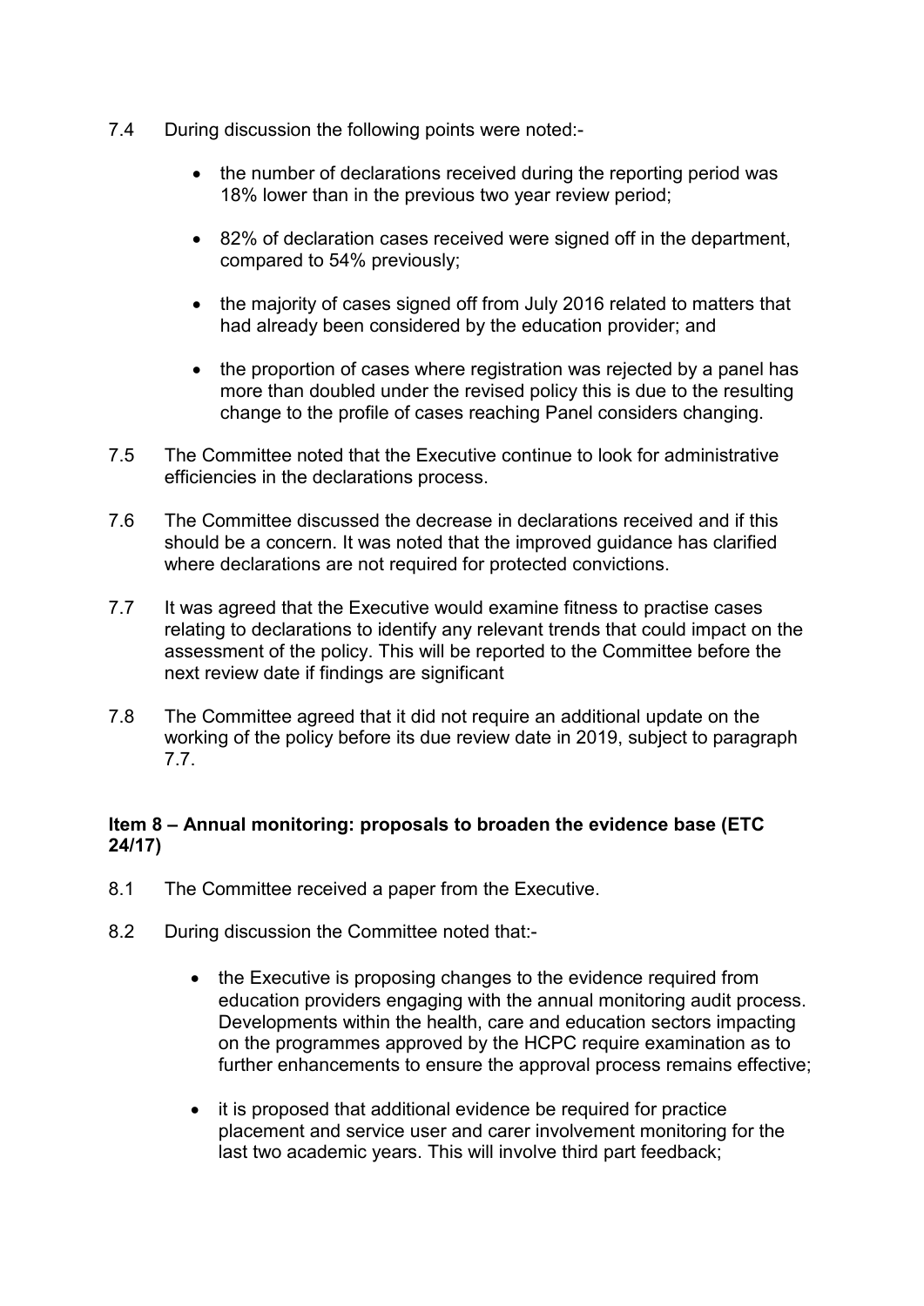7.4 During discussion the following points were noted:-

- the number of declarations received during the reporting period was 18% lower than in the previous two year review period;
- 82% of declaration cases received were signed off in the department, compared to 54% previously;
- the majority of cases signed off from July 2016 related to matters that had already been considered by the education provider; and
- the proportion of cases where registration was rejected by a panel has more than doubled under the revised policy this is due to the resulting change to the profile of cases reaching Panel considers changing.

7.5 The Committee noted that the Executive continue to look for administrative efficiencies in the declarations process.

7.6 The Committee discussed the decrease in declarations received and if this should be a concern. It was noted that the improved guidance has clarified where declarations are not required for protected convictions.

7.7 It was agreed that the Executive would examine fitness to practise cases relating to declarations to identify any relevant trends that could impact on the assessment of the policy. This will be reported to the Committee before the next review date if findings are significant

7.8 The Committee agreed that it did not require an additional update on the working of the policy before its due review date in 2019, subject to paragraph 7.7.

**Item 8 – Annual monitoring: proposals to broaden the evidence base (ETC 24/17)**

8.1 The Committee received a paper from the Executive.

8.2 During discussion the Committee noted that:-

- the Executive is proposing changes to the evidence required from education providers engaging with the annual monitoring audit process. Developments within the health, care and education sectors impacting on the programmes approved by the HCPC require examination as to further enhancements to ensure the approval process remains effective;
- it is proposed that additional evidence be required for practice placement and service user and carer involvement monitoring for the last two academic years. This will involve third part feedback;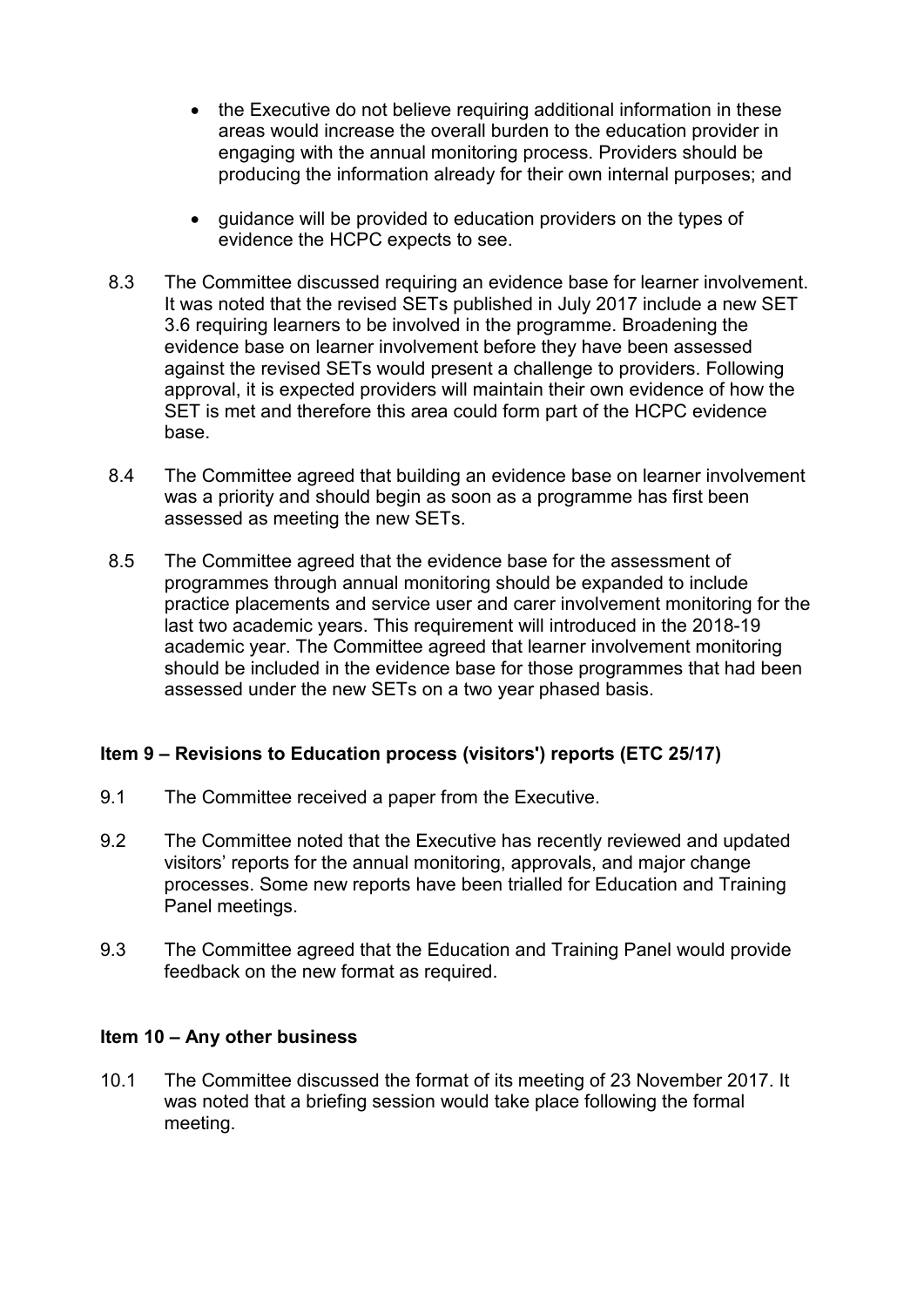- the Executive do not believe requiring additional information in these areas would increase the overall burden to the education provider in engaging with the annual monitoring process. Providers should be producing the information already for their own internal purposes; and

- guidance will be provided to education providers on the types of evidence the HCPC expects to see.

8.3 The Committee discussed requiring an evidence base for learner involvement. It was noted that the revised SETs published in July 2017 include a new SET 3.6 requiring learners to be involved in the programme. Broadening the evidence base on learner involvement before they have been assessed against the revised SETs would present a challenge to providers. Following approval, it is expected providers will maintain their own evidence of how the SET is met and therefore this area could form part of the HCPC evidence base.

8.4 The Committee agreed that building an evidence base on learner involvement was a priority and should begin as soon as a programme has first been assessed as meeting the new SETs.

8.5 The Committee agreed that the evidence base for the assessment of programmes through annual monitoring should be expanded to include practice placements and service user and carer involvement monitoring for the last two academic years. This requirement will introduced in the 2018-19 academic year. The Committee agreed that learner involvement monitoring should be included in the evidence base for those programmes that had been assessed under the new SETs on a two year phased basis.

### Item 9 – Revisions to Education process (visitors') reports (ETC 25/17)

9.1 The Committee received a paper from the Executive.

9.2 The Committee noted that the Executive has recently reviewed and updated visitors' reports for the annual monitoring, approvals, and major change processes. Some new reports have been trialled for Education and Training Panel meetings.

9.3 The Committee agreed that the Education and Training Panel would provide feedback on the new format as required.

### Item 10 – Any other business

10.1 The Committee discussed the format of its meeting of 23 November 2017. It was noted that a briefing session would take place following the formal meeting.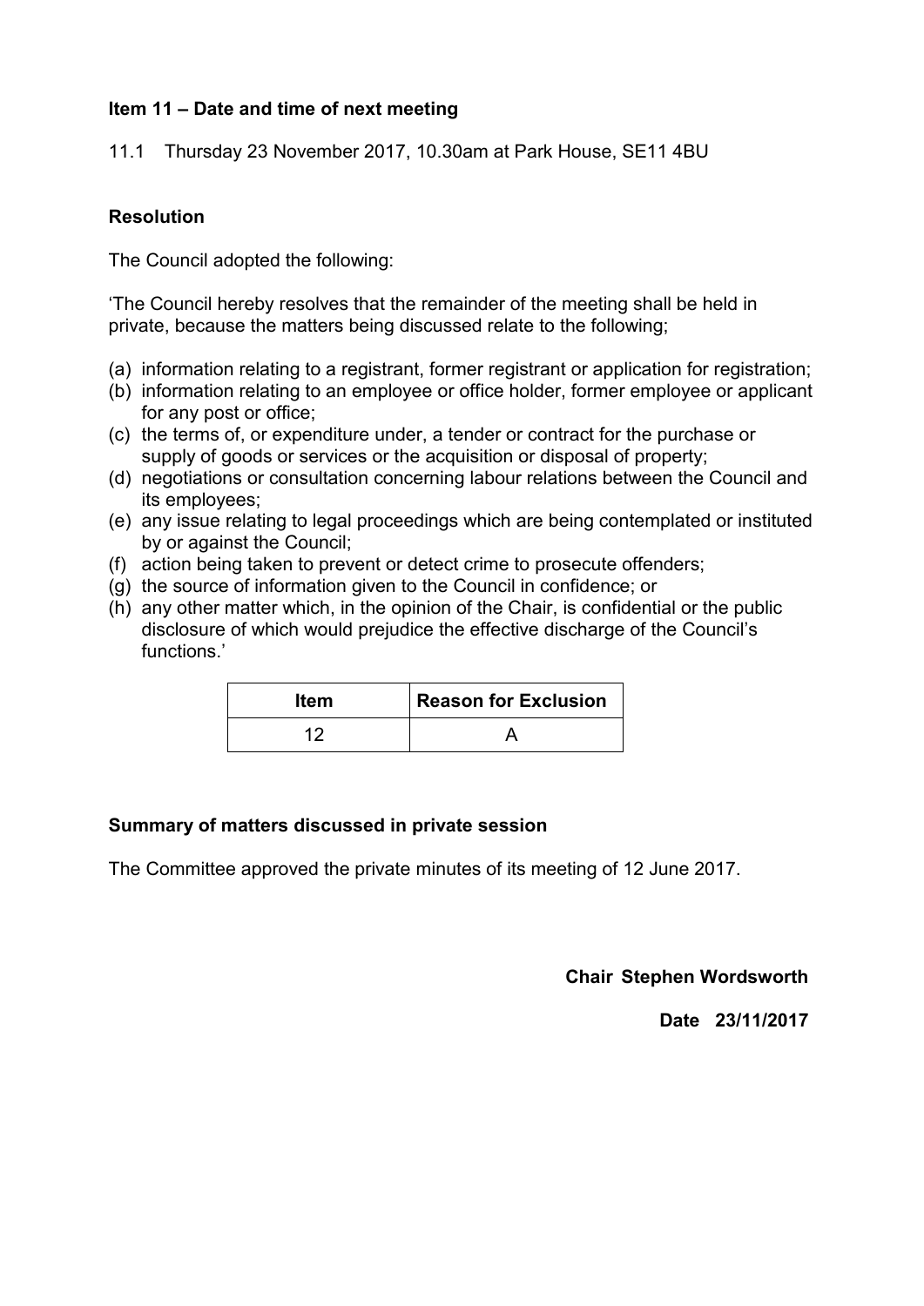**Item 11 – Date and time of next meeting**

11.1 Thursday 23 November 2017, 10.30am at Park House, SE11 4BU

**Resolution**

The Council adopted the following:

'The Council hereby resolves that the remainder of the meeting shall be held in private, because the matters being discussed relate to the following;

(a) information relating to a registrant, former registrant or application for registration;
(b) information relating to an employee or office holder, former employee or applicant for any post or office;
(c) the terms of, or expenditure under, a tender or contract for the purchase or supply of goods or services or the acquisition or disposal of property;
(d) negotiations or consultation concerning labour relations between the Council and its employees;
(e) any issue relating to legal proceedings which are being contemplated or instituted by or against the Council;
(f) action being taken to prevent or detect crime to prosecute offenders;
(g) the source of information given to the Council in confidence; or
(h) any other matter which, in the opinion of the Chair, is confidential or the public disclosure of which would prejudice the effective discharge of the Council's functions.'

| Item | Reason for Exclusion |
|---|---|
| 12 | A |

**Summary of matters discussed in private session**

The Committee approved the private minutes of its meeting of 12 June 2017.

**Chair Stephen Wordsworth**

**Date 23/11/2017**